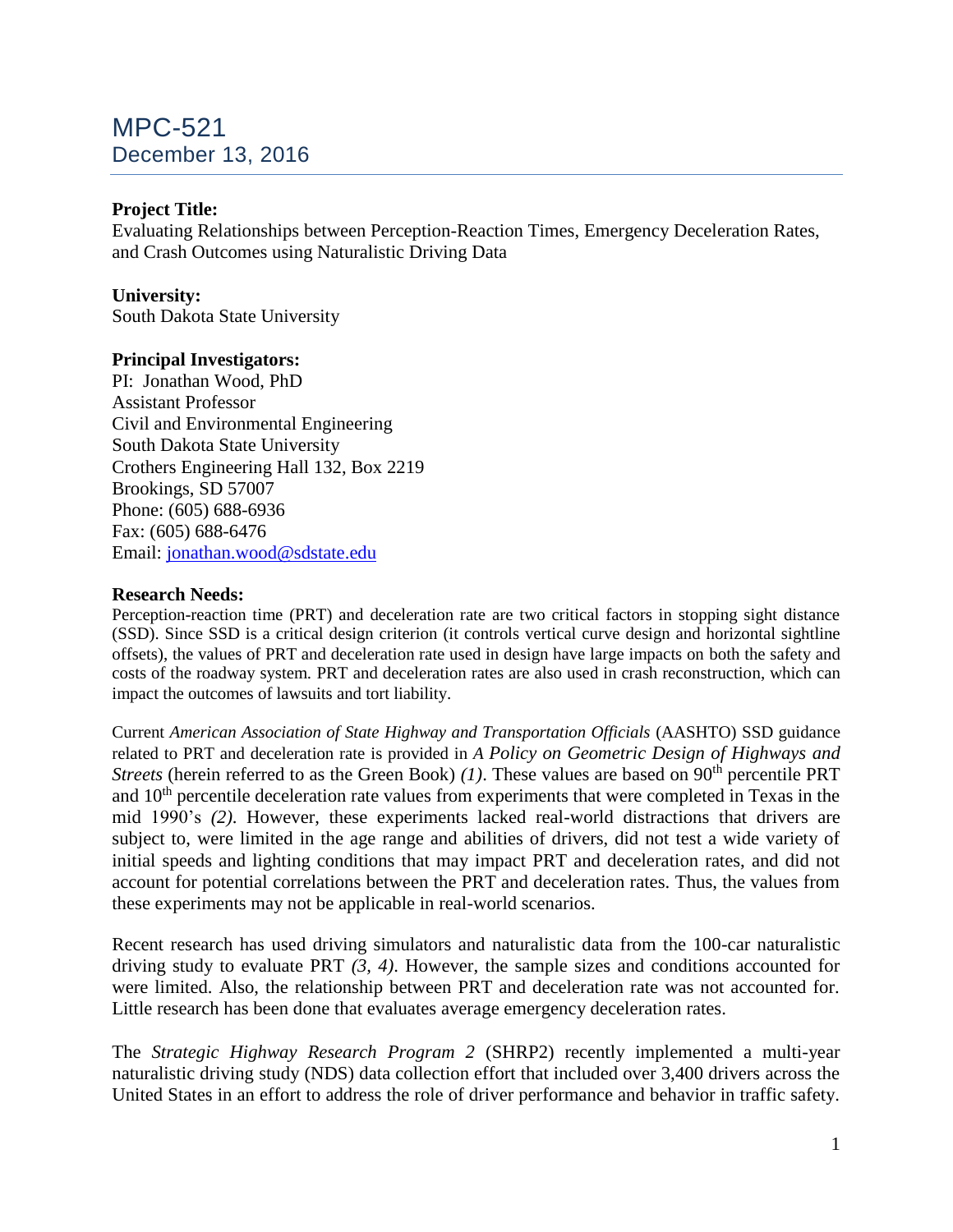# MPC-521

## December 13, 2016

**Project Title:**
Evaluating Relationships between Perception-Reaction Times, Emergency Deceleration Rates, and Crash Outcomes using Naturalistic Driving Data

**University:**
South Dakota State University

**Principal Investigators:**
PI: Jonathan Wood, PhD
Assistant Professor
Civil and Environmental Engineering
South Dakota State University
Crothers Engineering Hall 132, Box 2219
Brookings, SD 57007
Phone: (605) 688-6936
Fax: (605) 688-6476
Email: jonathan.wood@sdstate.edu

**Research Needs:**
Perception-reaction time (PRT) and deceleration rate are two critical factors in stopping sight distance (SSD). Since SSD is a critical design criterion (it controls vertical curve design and horizontal sightline offsets), the values of PRT and deceleration rate used in design have large impacts on both the safety and costs of the roadway system. PRT and deceleration rates are also used in crash reconstruction, which can impact the outcomes of lawsuits and tort liability.

Current *American Association of State Highway and Transportation Officials* (AASHTO) SSD guidance related to PRT and deceleration rate is provided in *A Policy on Geometric Design of Highways and Streets* (herein referred to as the Green Book) *(1)*. These values are based on 90th percentile PRT and 10th percentile deceleration rate values from experiments that were completed in Texas in the mid 1990's *(2)*. However, these experiments lacked real-world distractions that drivers are subject to, were limited in the age range and abilities of drivers, did not test a wide variety of initial speeds and lighting conditions that may impact PRT and deceleration rates, and did not account for potential correlations between the PRT and deceleration rates. Thus, the values from these experiments may not be applicable in real-world scenarios.

Recent research has used driving simulators and naturalistic data from the 100-car naturalistic driving study to evaluate PRT *(3, 4)*. However, the sample sizes and conditions accounted for were limited. Also, the relationship between PRT and deceleration rate was not accounted for. Little research has been done that evaluates average emergency deceleration rates.

The *Strategic Highway Research Program 2* (SHRP2) recently implemented a multi-year naturalistic driving study (NDS) data collection effort that included over 3,400 drivers across the United States in an effort to address the role of driver performance and behavior in traffic safety.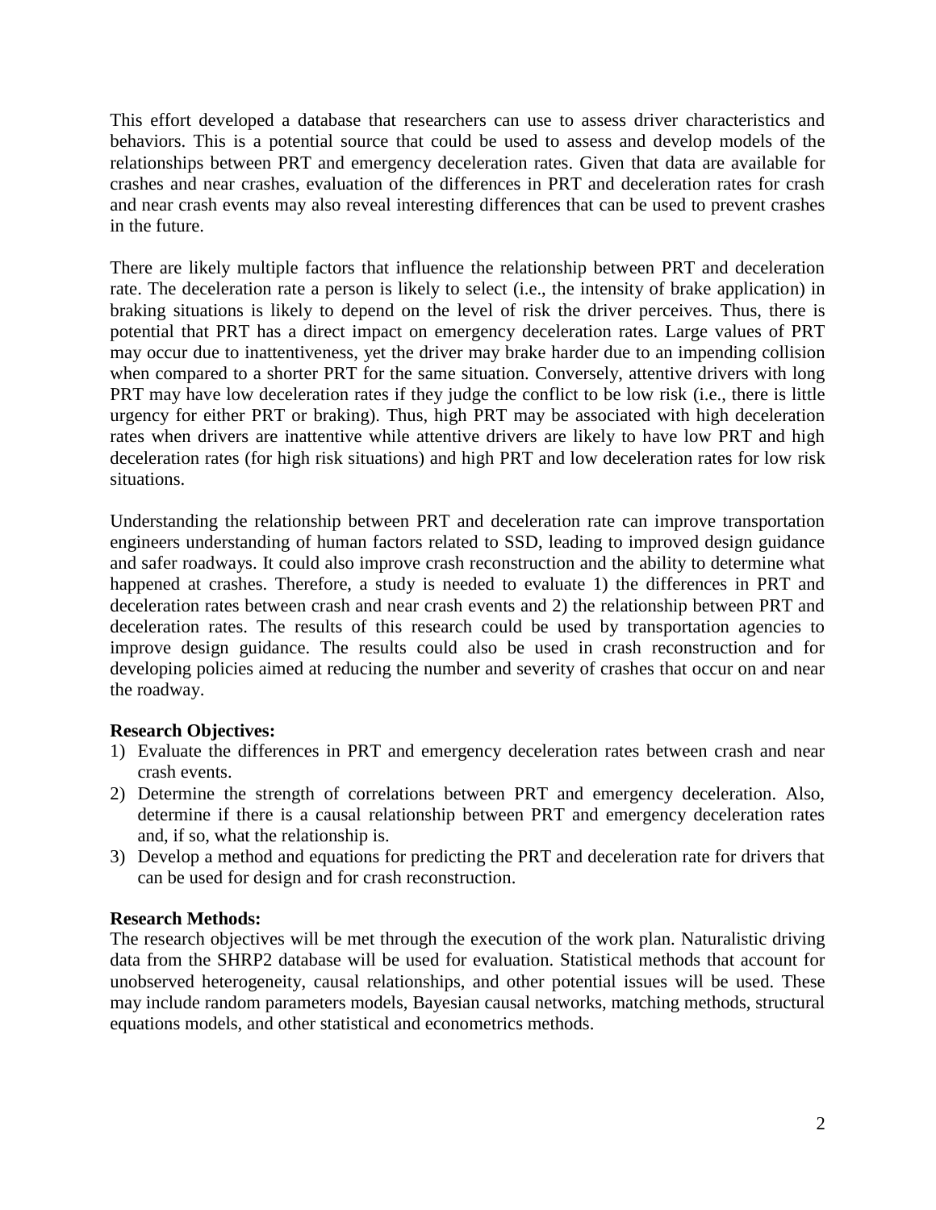This effort developed a database that researchers can use to assess driver characteristics and behaviors. This is a potential source that could be used to assess and develop models of the relationships between PRT and emergency deceleration rates. Given that data are available for crashes and near crashes, evaluation of the differences in PRT and deceleration rates for crash and near crash events may also reveal interesting differences that can be used to prevent crashes in the future.

There are likely multiple factors that influence the relationship between PRT and deceleration rate. The deceleration rate a person is likely to select (i.e., the intensity of brake application) in braking situations is likely to depend on the level of risk the driver perceives. Thus, there is potential that PRT has a direct impact on emergency deceleration rates. Large values of PRT may occur due to inattentiveness, yet the driver may brake harder due to an impending collision when compared to a shorter PRT for the same situation. Conversely, attentive drivers with long PRT may have low deceleration rates if they judge the conflict to be low risk (i.e., there is little urgency for either PRT or braking). Thus, high PRT may be associated with high deceleration rates when drivers are inattentive while attentive drivers are likely to have low PRT and high deceleration rates (for high risk situations) and high PRT and low deceleration rates for low risk situations.

Understanding the relationship between PRT and deceleration rate can improve transportation engineers understanding of human factors related to SSD, leading to improved design guidance and safer roadways. It could also improve crash reconstruction and the ability to determine what happened at crashes. Therefore, a study is needed to evaluate 1) the differences in PRT and deceleration rates between crash and near crash events and 2) the relationship between PRT and deceleration rates. The results of this research could be used by transportation agencies to improve design guidance. The results could also be used in crash reconstruction and for developing policies aimed at reducing the number and severity of crashes that occur on and near the roadway.

**Research Objectives:**

1) Evaluate the differences in PRT and emergency deceleration rates between crash and near crash events.
2) Determine the strength of correlations between PRT and emergency deceleration. Also, determine if there is a causal relationship between PRT and emergency deceleration rates and, if so, what the relationship is.
3) Develop a method and equations for predicting the PRT and deceleration rate for drivers that can be used for design and for crash reconstruction.

**Research Methods:**

The research objectives will be met through the execution of the work plan. Naturalistic driving data from the SHRP2 database will be used for evaluation. Statistical methods that account for unobserved heterogeneity, causal relationships, and other potential issues will be used. These may include random parameters models, Bayesian causal networks, matching methods, structural equations models, and other statistical and econometrics methods.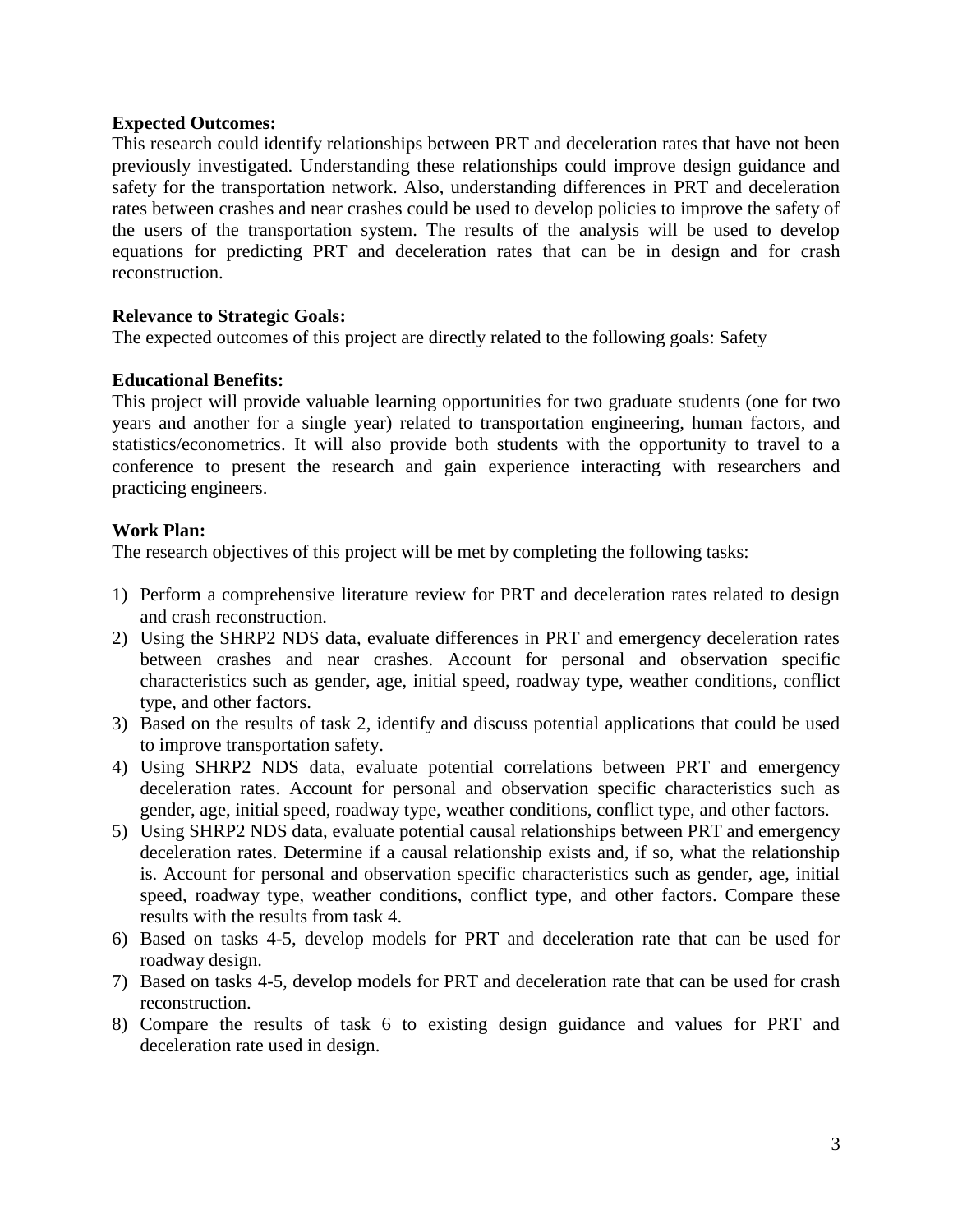**Expected Outcomes:**
This research could identify relationships between PRT and deceleration rates that have not been previously investigated. Understanding these relationships could improve design guidance and safety for the transportation network. Also, understanding differences in PRT and deceleration rates between crashes and near crashes could be used to develop policies to improve the safety of the users of the transportation system. The results of the analysis will be used to develop equations for predicting PRT and deceleration rates that can be in design and for crash reconstruction.

**Relevance to Strategic Goals:**
The expected outcomes of this project are directly related to the following goals: Safety

**Educational Benefits:**
This project will provide valuable learning opportunities for two graduate students (one for two years and another for a single year) related to transportation engineering, human factors, and statistics/econometrics. It will also provide both students with the opportunity to travel to a conference to present the research and gain experience interacting with researchers and practicing engineers.

**Work Plan:**
The research objectives of this project will be met by completing the following tasks:

1) Perform a comprehensive literature review for PRT and deceleration rates related to design and crash reconstruction.
2) Using the SHRP2 NDS data, evaluate differences in PRT and emergency deceleration rates between crashes and near crashes. Account for personal and observation specific characteristics such as gender, age, initial speed, roadway type, weather conditions, conflict type, and other factors.
3) Based on the results of task 2, identify and discuss potential applications that could be used to improve transportation safety.
4) Using SHRP2 NDS data, evaluate potential correlations between PRT and emergency deceleration rates. Account for personal and observation specific characteristics such as gender, age, initial speed, roadway type, weather conditions, conflict type, and other factors.
5) Using SHRP2 NDS data, evaluate potential causal relationships between PRT and emergency deceleration rates. Determine if a causal relationship exists and, if so, what the relationship is. Account for personal and observation specific characteristics such as gender, age, initial speed, roadway type, weather conditions, conflict type, and other factors. Compare these results with the results from task 4.
6) Based on tasks 4-5, develop models for PRT and deceleration rate that can be used for roadway design.
7) Based on tasks 4-5, develop models for PRT and deceleration rate that can be used for crash reconstruction.
8) Compare the results of task 6 to existing design guidance and values for PRT and deceleration rate used in design.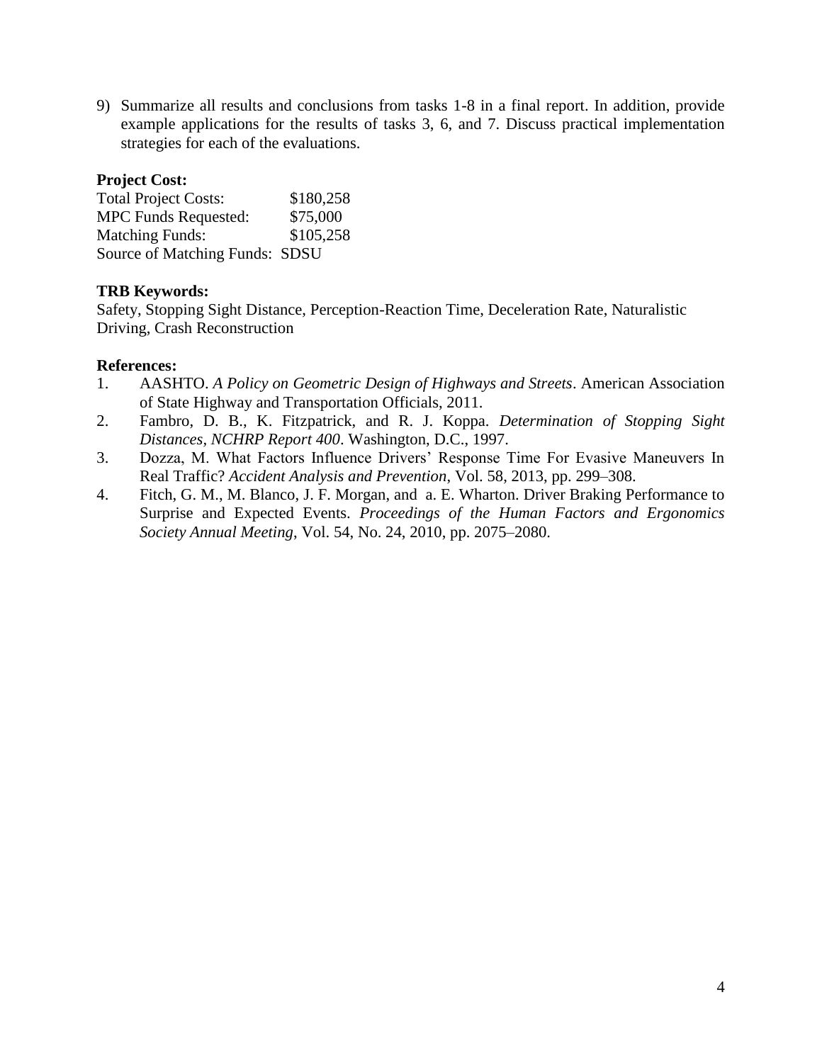9) Summarize all results and conclusions from tasks 1-8 in a final report. In addition, provide example applications for the results of tasks 3, 6, and 7. Discuss practical implementation strategies for each of the evaluations.

**Project Cost:**

Total Project Costs: $180,258
MPC Funds Requested: $75,000
Matching Funds: $105,258
Source of Matching Funds: SDSU

**TRB Keywords:**

Safety, Stopping Sight Distance, Perception-Reaction Time, Deceleration Rate, Naturalistic Driving, Crash Reconstruction

**References:**

1. AASHTO. *A Policy on Geometric Design of Highways and Streets*. American Association of State Highway and Transportation Officials, 2011.
2. Fambro, D. B., K. Fitzpatrick, and R. J. Koppa. *Determination of Stopping Sight Distances, NCHRP Report 400*. Washington, D.C., 1997.
3. Dozza, M. What Factors Influence Drivers' Response Time For Evasive Maneuvers In Real Traffic? *Accident Analysis and Prevention*, Vol. 58, 2013, pp. 299–308.
4. Fitch, G. M., M. Blanco, J. F. Morgan, and a. E. Wharton. Driver Braking Performance to Surprise and Expected Events. *Proceedings of the Human Factors and Ergonomics Society Annual Meeting*, Vol. 54, No. 24, 2010, pp. 2075–2080.